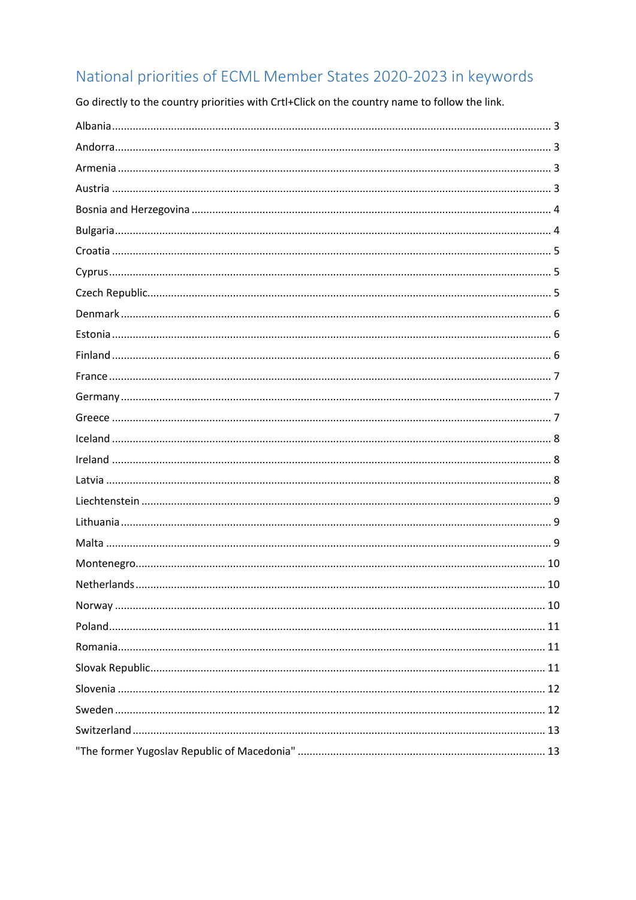# National priorities of ECML Member States 2020-2023 in keywords

Go directly to the country priorities with Crtl+Click on the country name to follow the link.

- Albania ..... 3
- Andorra ..... 3
- Armenia ..... 3
- Austria ..... 3
- Bosnia and Herzegovina ..... 4
- Bulgaria ..... 4
- Croatia ..... 5
- Cyprus ..... 5
- Czech Republic ..... 5
- Denmark ..... 6
- Estonia ..... 6
- Finland ..... 6
- France ..... 7
- Germany ..... 7
- Greece ..... 7
- Iceland ..... 8
- Ireland ..... 8
- Latvia ..... 8
- Liechtenstein ..... 9
- Lithuania ..... 9
- Malta ..... 9
- Montenegro ..... 10
- Netherlands ..... 10
- Norway ..... 10
- Poland ..... 11
- Romania ..... 11
- Slovak Republic ..... 11
- Slovenia ..... 12
- Sweden ..... 12
- Switzerland ..... 13
- "The former Yugoslav Republic of Macedonia" ..... 13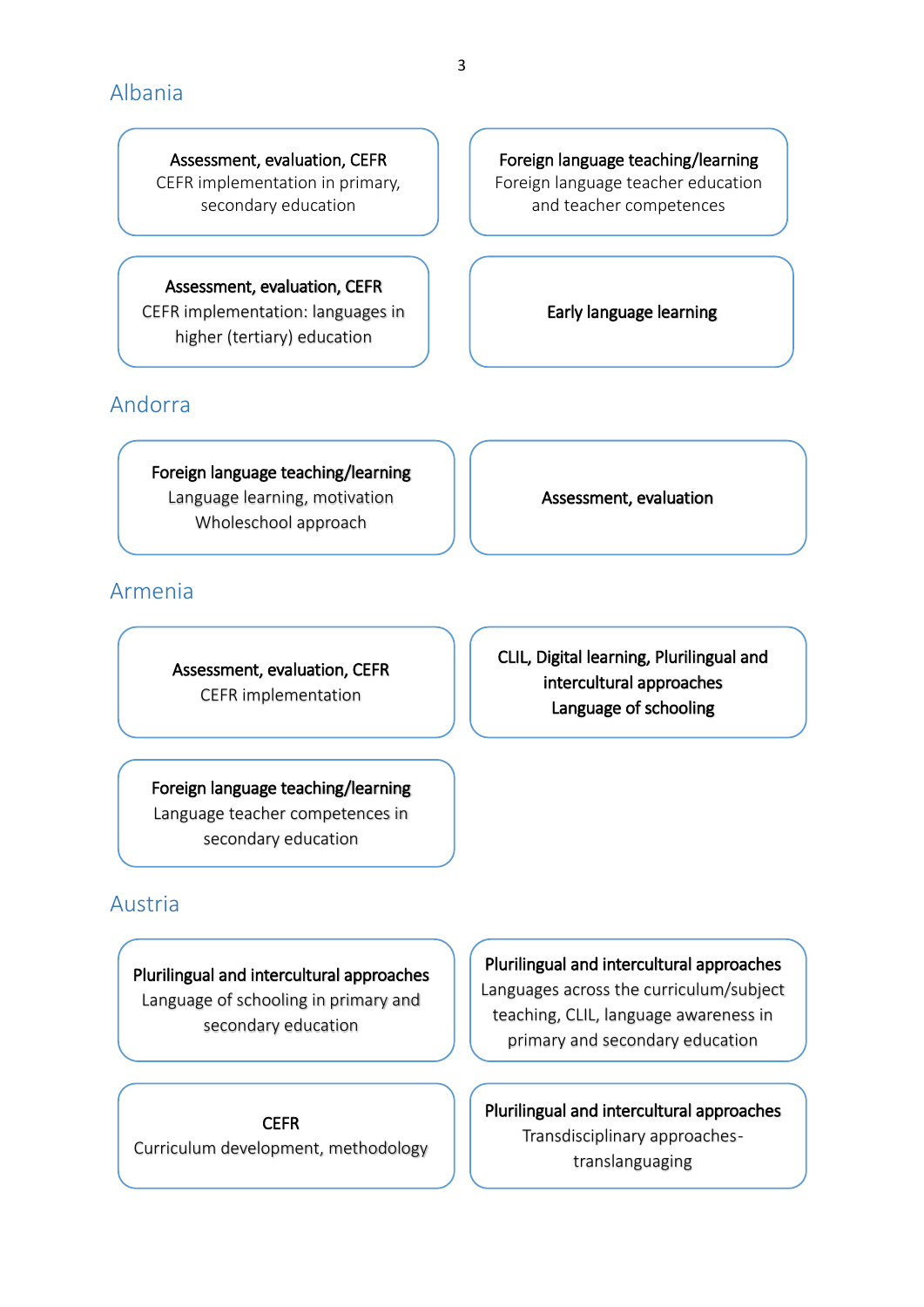## Albania

**Assessment, evaluation, CEFR**
CEFR implementation in primary, secondary education

**Foreign language teaching/learning**
Foreign language teacher education and teacher competences

**Assessment, evaluation, CEFR**
CEFR implementation: languages in higher (tertiary) education

**Early language learning**

## Andorra

**Foreign language teaching/learning**
Language learning, motivation
Wholeschool approach

**Assessment, evaluation**

## Armenia

**Assessment, evaluation, CEFR**
CEFR implementation

**CLIL, Digital learning, Plurilingual and intercultural approaches**
**Language of schooling**

**Foreign language teaching/learning**
Language teacher competences in secondary education

## Austria

**Plurilingual and intercultural approaches**
Language of schooling in primary and secondary education

**Plurilingual and intercultural approaches**
Languages across the curriculum/subject teaching, CLIL, language awareness in primary and secondary education

**CEFR**
Curriculum development, methodology

**Plurilingual and intercultural approaches**
Transdisciplinary approaches- translanguaging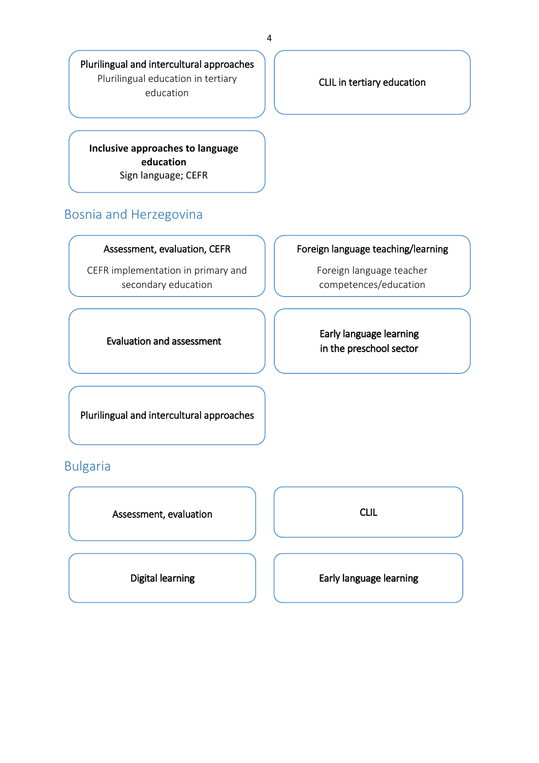**Plurilingual and intercultural approaches**
Plurilingual education in tertiary education

**CLIL in tertiary education**

**Inclusive approaches to language education**
Sign language; CEFR

## Bosnia and Herzegovina

**Assessment, evaluation, CEFR**
CEFR implementation in primary and secondary education

**Foreign language teaching/learning**
Foreign language teacher competences/education

**Evaluation and assessment**

**Early language learning in the preschool sector**

**Plurilingual and intercultural approaches**

## Bulgaria

**Assessment, evaluation**

**CLIL**

**Digital learning**

**Early language learning**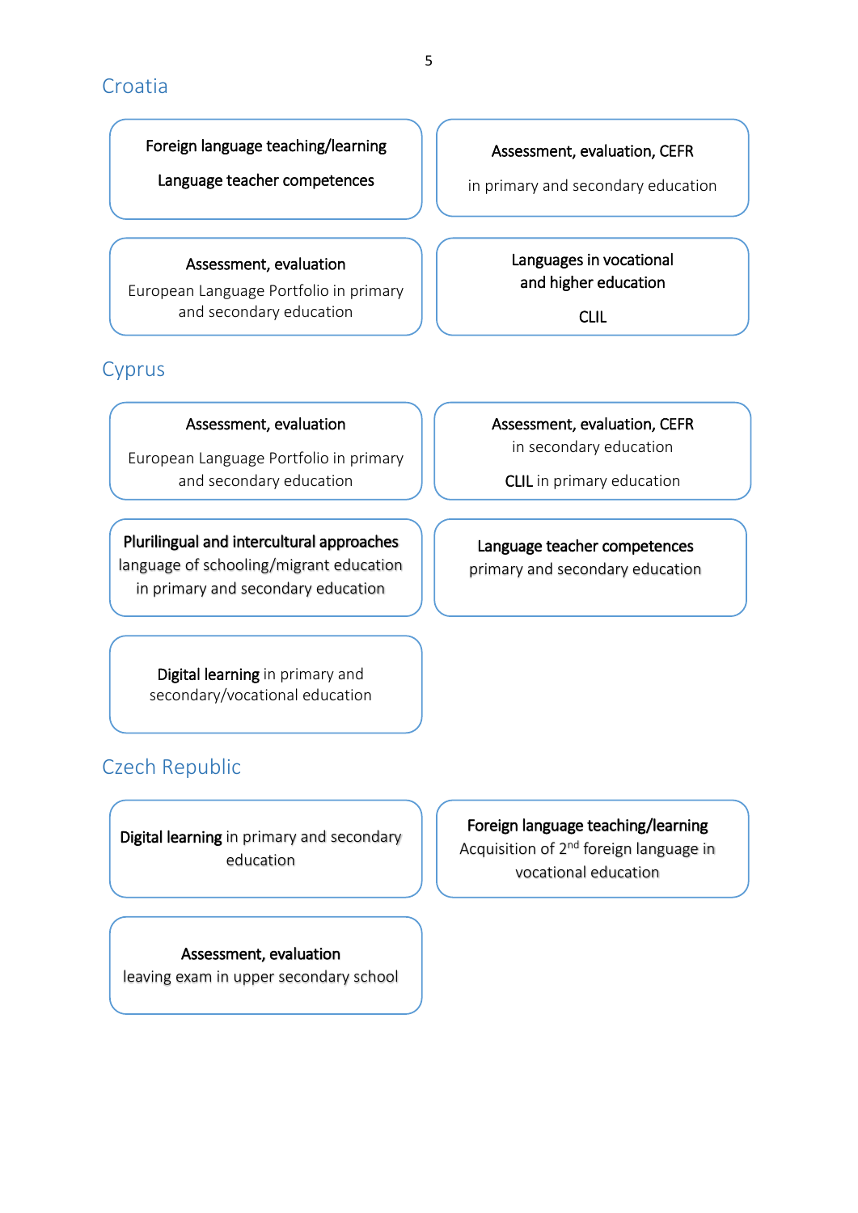## Croatia

**Foreign language teaching/learning**

**Language teacher competences**

**Assessment, evaluation, CEFR**

in primary and secondary education

**Assessment, evaluation**

European Language Portfolio in primary and secondary education

**Languages in vocational and higher education**

**CLIL**

## Cyprus

**Assessment, evaluation**

European Language Portfolio in primary and secondary education

**Assessment, evaluation, CEFR**

in secondary education

**CLIL** in primary education

**Plurilingual and intercultural approaches**

language of schooling/migrant education in primary and secondary education

**Language teacher competences**

primary and secondary education

**Digital learning** in primary and secondary/vocational education

## Czech Republic

**Digital learning** in primary and secondary education

**Foreign language teaching/learning**

Acquisition of 2nd foreign language in vocational education

**Assessment, evaluation**

leaving exam in upper secondary school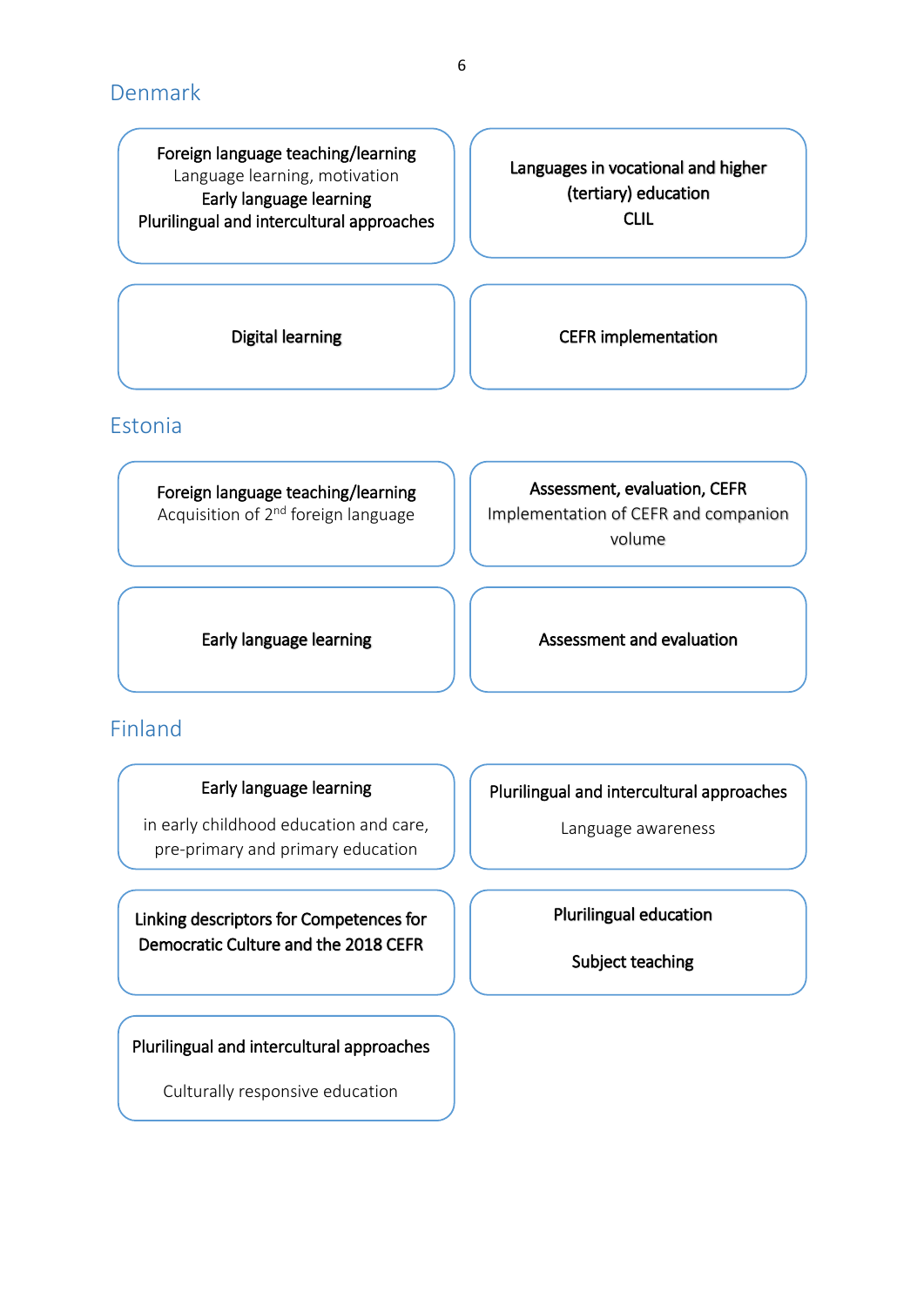## Denmark

**Foreign language teaching/learning**
Language learning, motivation
**Early language learning**
**Plurilingual and intercultural approaches**

**Languages in vocational and higher (tertiary) education**
**CLIL**

**Digital learning**

**CEFR implementation**

## Estonia

**Foreign language teaching/learning**
Acquisition of 2nd foreign language

**Assessment, evaluation, CEFR**
Implementation of CEFR and companion volume

**Early language learning**

**Assessment and evaluation**

## Finland

**Early language learning**

in early childhood education and care, pre-primary and primary education

**Plurilingual and intercultural approaches**

Language awareness

**Linking descriptors for Competences for Democratic Culture and the 2018 CEFR**

**Plurilingual education**

**Subject teaching**

**Plurilingual and intercultural approaches**

Culturally responsive education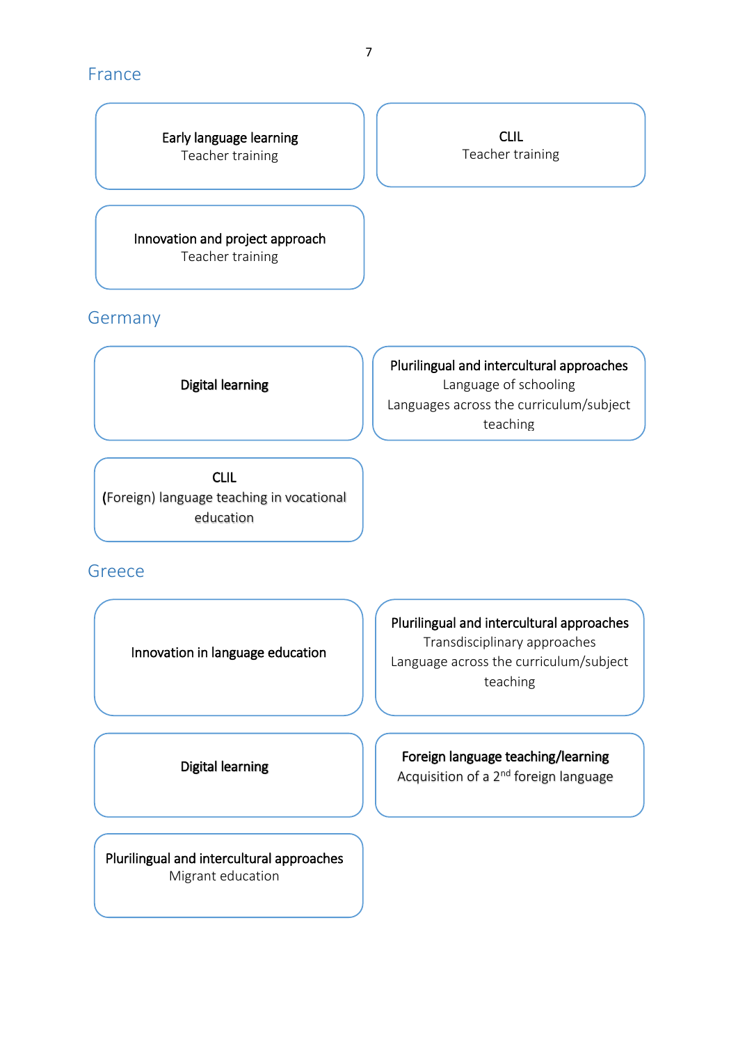## France

**Early language learning**
Teacher training

**CLIL**
Teacher training

**Innovation and project approach**
Teacher training

## Germany

**Digital learning**

**Plurilingual and intercultural approaches**
Language of schooling
Languages across the curriculum/subject teaching

**CLIL**
(Foreign) language teaching in vocational education

## Greece

**Innovation in language education**

**Plurilingual and intercultural approaches**
Transdisciplinary approaches
Language across the curriculum/subject teaching

**Digital learning**

**Foreign language teaching/learning**
Acquisition of a 2nd foreign language

**Plurilingual and intercultural approaches**
Migrant education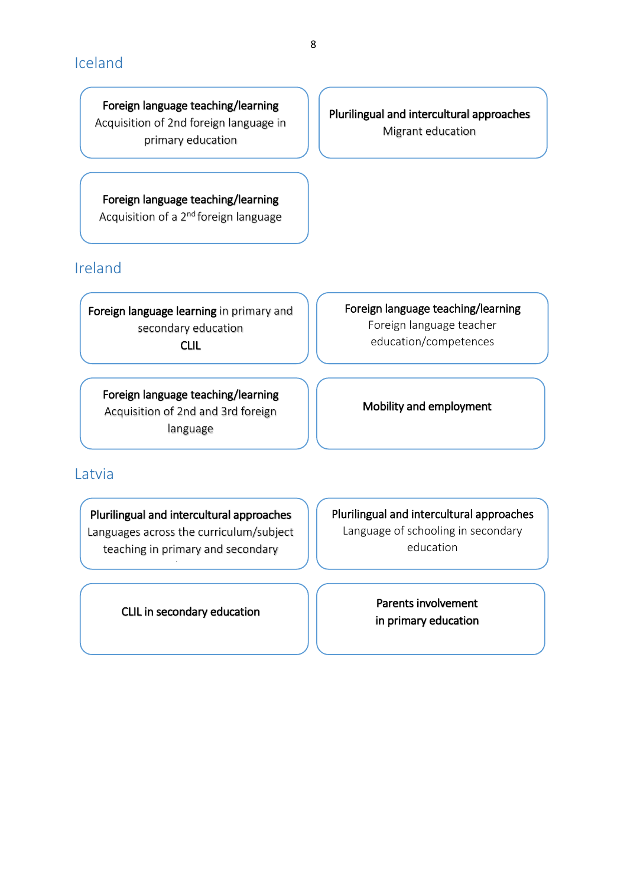## Iceland

**Foreign language teaching/learning**
Acquisition of 2nd foreign language in primary education

**Plurilingual and intercultural approaches**
Migrant education

**Foreign language teaching/learning**
Acquisition of a 2nd foreign language

## Ireland

**Foreign language learning** in primary and secondary education
**CLIL**

**Foreign language teaching/learning**
Foreign language teacher education/competences

**Foreign language teaching/learning**
Acquisition of 2nd and 3rd foreign language

**Mobility and employment**

## Latvia

**Plurilingual and intercultural approaches**
Languages across the curriculum/subject teaching in primary and secondary

**Plurilingual and intercultural approaches**
Language of schooling in secondary education

**CLIL in secondary education**

**Parents involvement in primary education**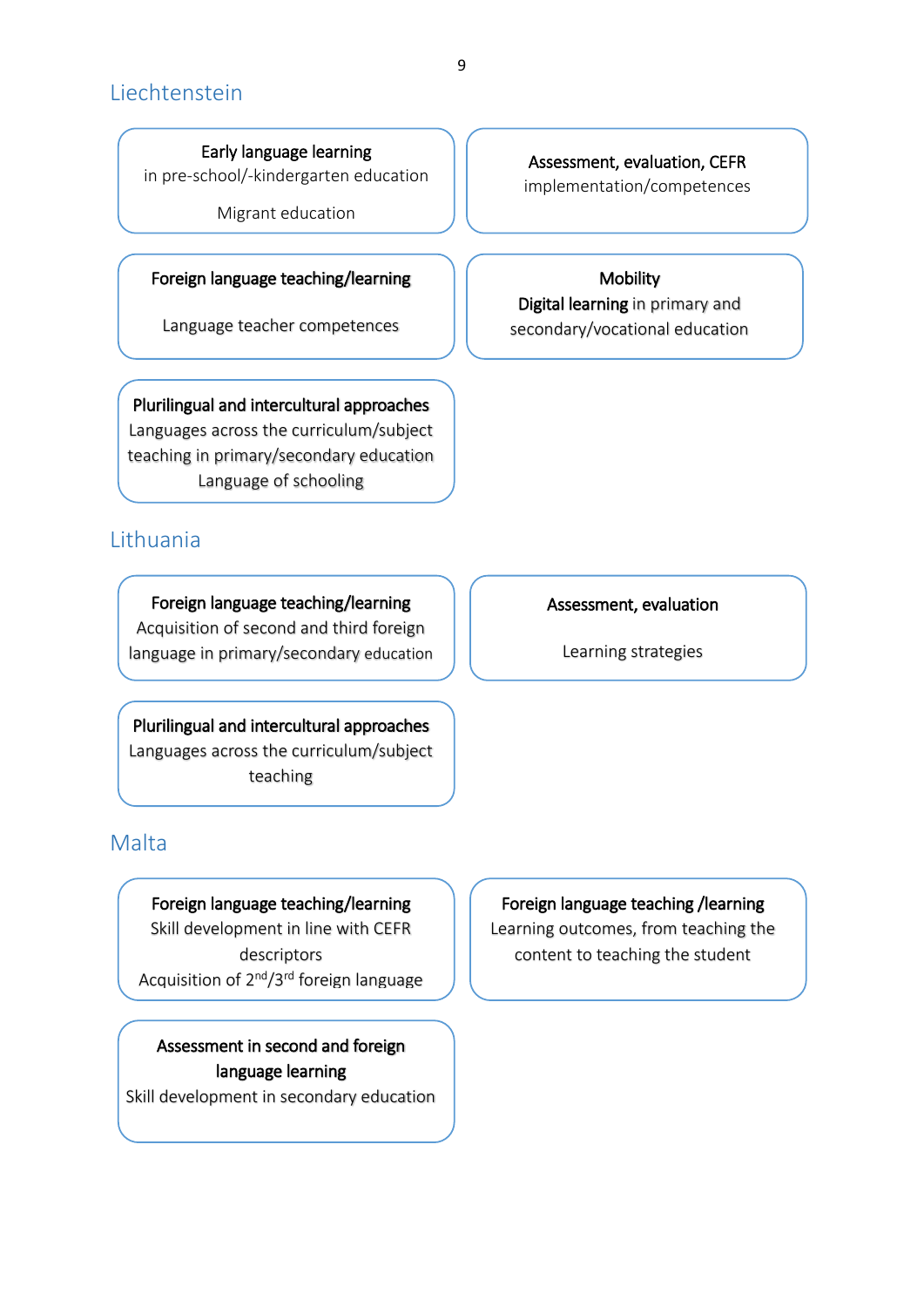## Liechtenstein

**Early language learning**
in pre-school/-kindergarten education

Migrant education

**Assessment, evaluation, CEFR**
implementation/competences

**Foreign language teaching/learning**

Language teacher competences

**Mobility**
**Digital learning** in primary and secondary/vocational education

**Plurilingual and intercultural approaches**
Languages across the curriculum/subject teaching in primary/secondary education
Language of schooling

## Lithuania

**Foreign language teaching/learning**
Acquisition of second and third foreign language in primary/secondary education

**Assessment, evaluation**

Learning strategies

**Plurilingual and intercultural approaches**
Languages across the curriculum/subject teaching

## Malta

**Foreign language teaching/learning**
Skill development in line with CEFR descriptors
Acquisition of 2nd/3rd foreign language

**Foreign language teaching /learning**
Learning outcomes, from teaching the content to teaching the student

**Assessment in second and foreign language learning**
Skill development in secondary education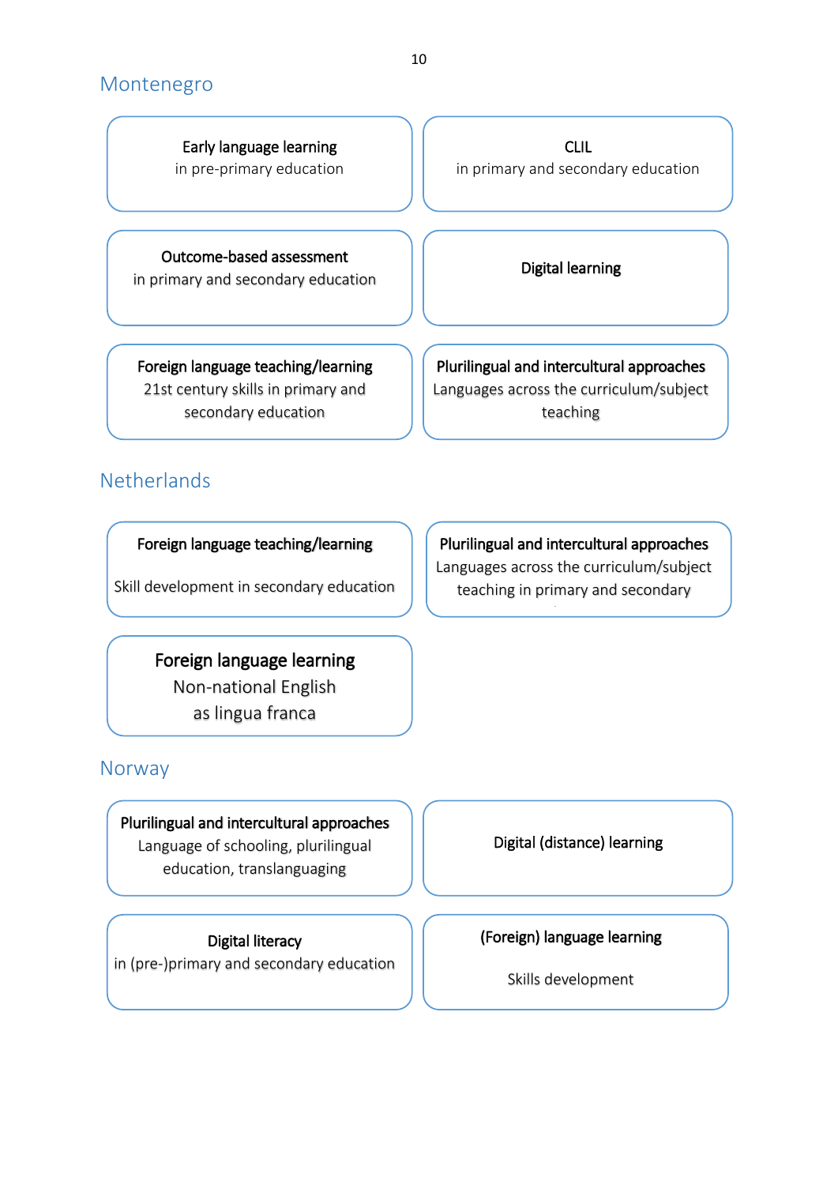## Montenegro

**Early language learning**
in pre-primary education

**CLIL**
in primary and secondary education

**Outcome-based assessment**
in primary and secondary education

**Digital learning**

**Foreign language teaching/learning**
21st century skills in primary and secondary education

**Plurilingual and intercultural approaches**
Languages across the curriculum/subject teaching

## Netherlands

**Foreign language teaching/learning**

Skill development in secondary education

**Plurilingual and intercultural approaches**
Languages across the curriculum/subject teaching in primary and secondary

**Foreign language learning**
Non-national English as lingua franca

## Norway

**Plurilingual and intercultural approaches**
Language of schooling, plurilingual education, translanguaging

**Digital (distance) learning**

**Digital literacy**
in (pre-)primary and secondary education

**(Foreign) language learning**

Skills development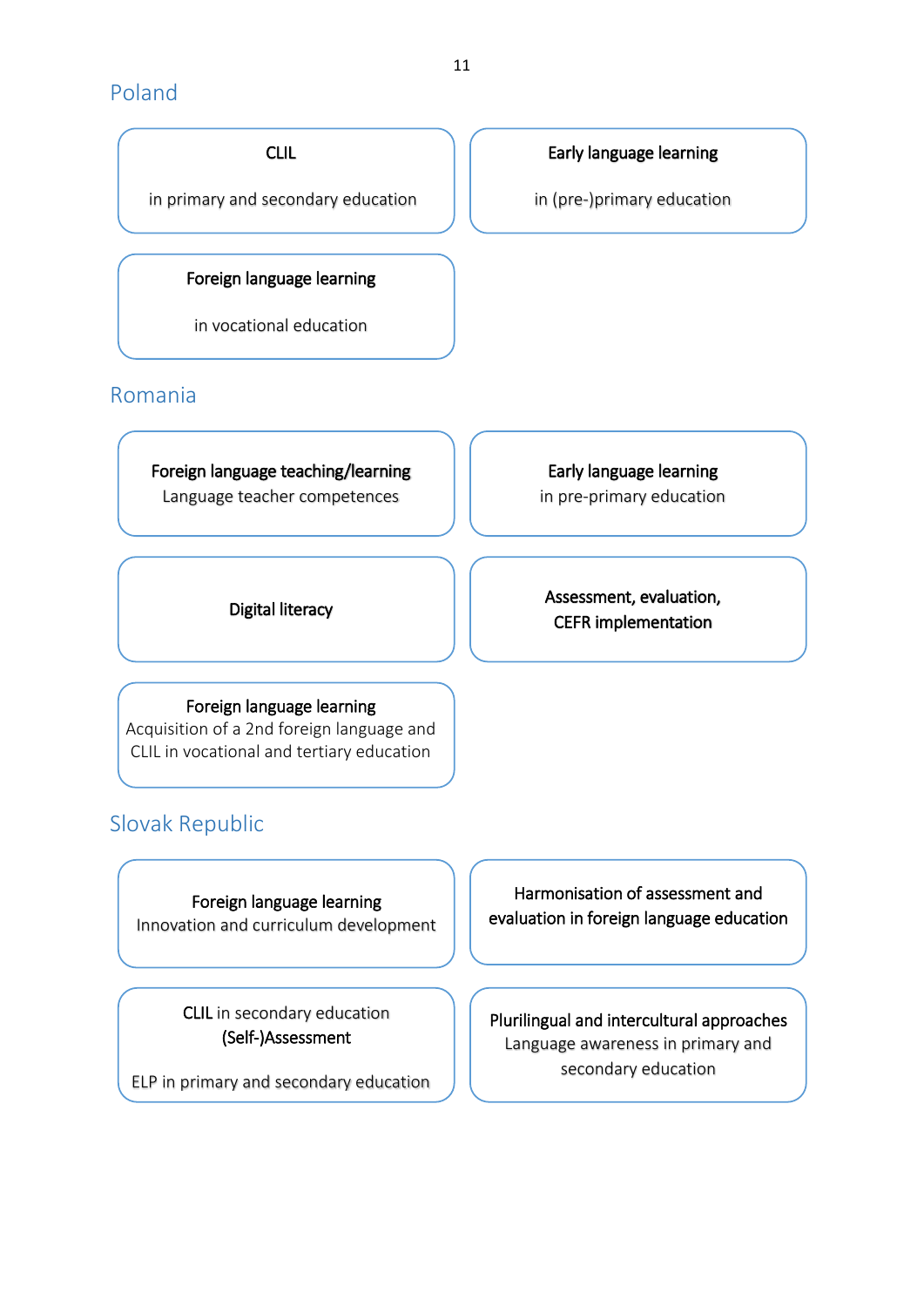## Poland

**CLIL**

in primary and secondary education

**Early language learning**

in (pre-)primary education

**Foreign language learning**

in vocational education

## Romania

**Foreign language teaching/learning**
Language teacher competences

**Early language learning**
in pre-primary education

**Digital literacy**

**Assessment, evaluation, CEFR implementation**

**Foreign language learning**
Acquisition of a 2nd foreign language and CLIL in vocational and tertiary education

## Slovak Republic

**Foreign language learning**
Innovation and curriculum development

**Harmonisation of assessment and evaluation in foreign language education**

**CLIL** in secondary education
**(Self-)Assessment**

ELP in primary and secondary education

**Plurilingual and intercultural approaches**
Language awareness in primary and secondary education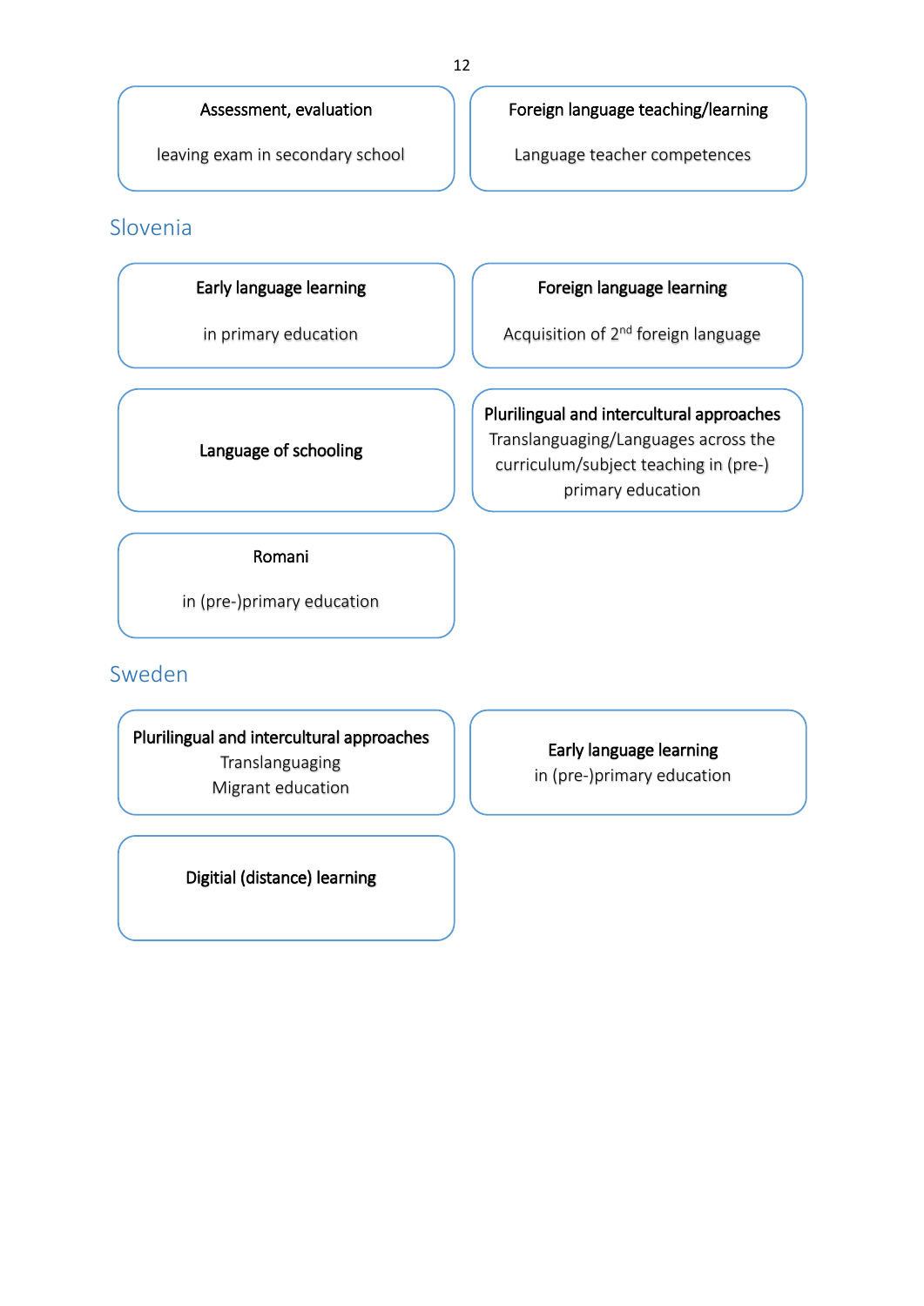**Assessment, evaluation**

leaving exam in secondary school

**Foreign language teaching/learning**

Language teacher competences

## Slovenia

**Early language learning**

in primary education

**Foreign language learning**

Acquisition of 2nd foreign language

**Language of schooling**

**Plurilingual and intercultural approaches**

Translanguaging/Languages across the curriculum/subject teaching in (pre-) primary education

**Romani**

in (pre-)primary education

## Sweden

**Plurilingual and intercultural approaches**

Translanguaging

Migrant education

**Early language learning**

in (pre-)primary education

**Digitial (distance) learning**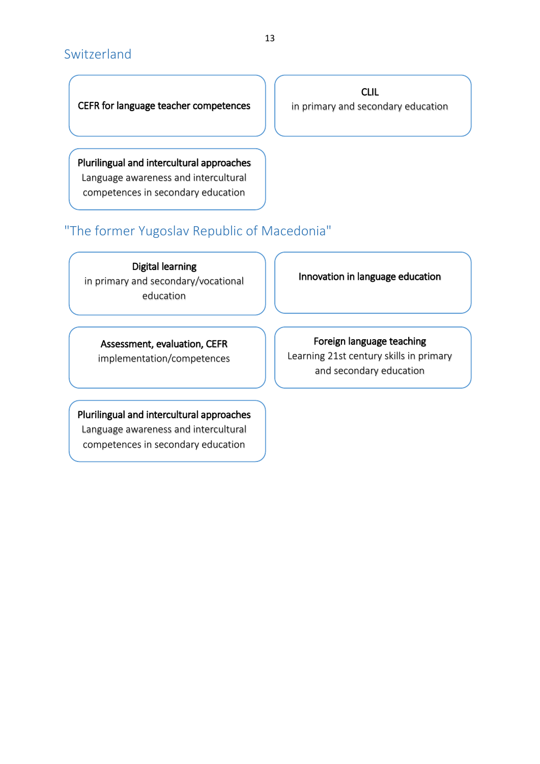## Switzerland

**CEFR for language teacher competences**

**CLIL**
in primary and secondary education

**Plurilingual and intercultural approaches**
Language awareness and intercultural competences in secondary education

## "The former Yugoslav Republic of Macedonia"

**Digital learning**
in primary and secondary/vocational education

**Innovation in language education**

**Assessment, evaluation, CEFR**
implementation/competences

**Foreign language teaching**
Learning 21st century skills in primary and secondary education

**Plurilingual and intercultural approaches**
Language awareness and intercultural competences in secondary education